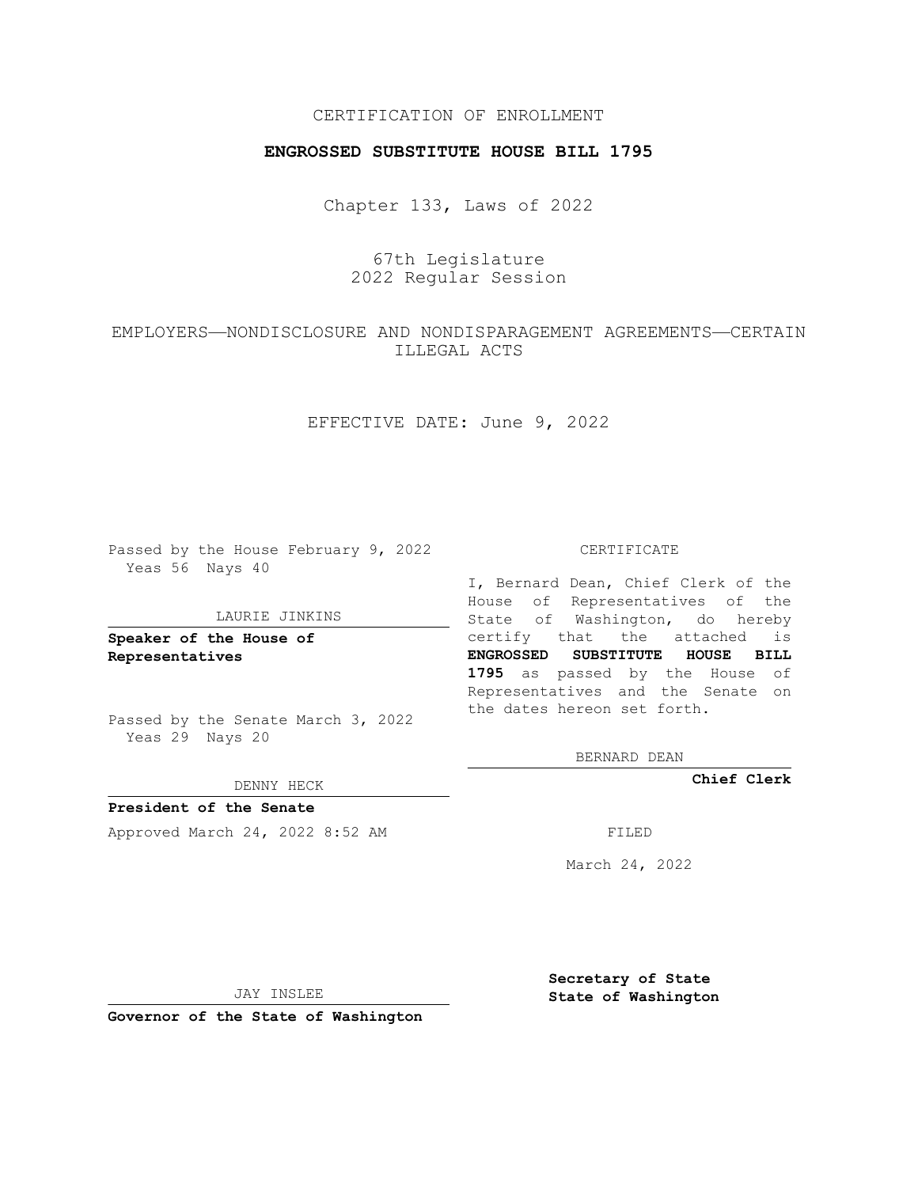CERTIFICATION OF ENROLLMENT

**ENGROSSED SUBSTITUTE HOUSE BILL 1795**

Chapter 133, Laws of 2022

67th Legislature
2022 Regular Session

EMPLOYERS—NONDISCLOSURE AND NONDISPARAGEMENT AGREEMENTS—CERTAIN ILLEGAL ACTS

EFFECTIVE DATE: June 9, 2022

Passed by the House February 9, 2022
Yeas 56 Nays 40

LAURIE JINKINS

**Speaker of the House of Representatives**

Passed by the Senate March 3, 2022
Yeas 29 Nays 20

DENNY HECK

**President of the Senate**

Approved March 24, 2022 8:52 AM

JAY INSLEE

**Governor of the State of Washington**

CERTIFICATE

I, Bernard Dean, Chief Clerk of the House of Representatives of the State of Washington, do hereby certify that the attached is **ENGROSSED SUBSTITUTE HOUSE BILL 1795** as passed by the House of Representatives and the Senate on the dates hereon set forth.

BERNARD DEAN

**Chief Clerk**

FILED

March 24, 2022

**Secretary of State**
**State of Washington**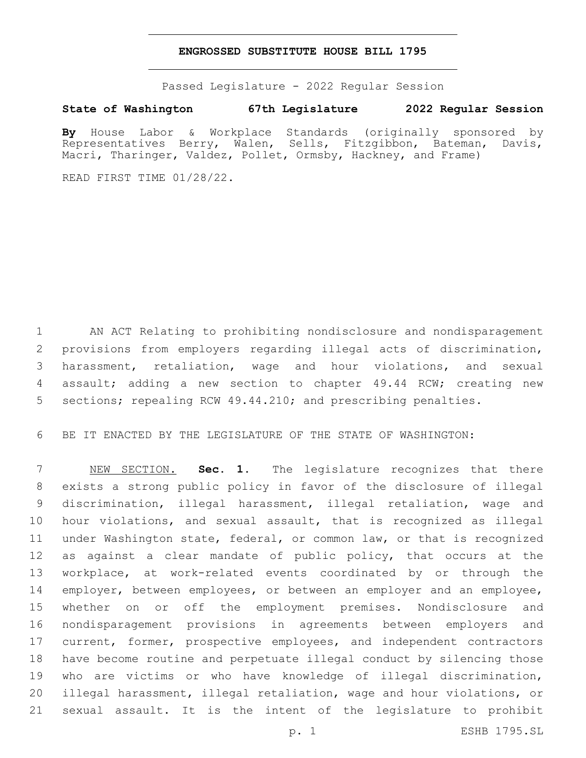# ENGROSSED SUBSTITUTE HOUSE BILL 1795

Passed Legislature - 2022 Regular Session

**State of Washington 67th Legislature 2022 Regular Session**

**By** House Labor & Workplace Standards (originally sponsored by Representatives Berry, Walen, Sells, Fitzgibbon, Bateman, Davis, Macri, Tharinger, Valdez, Pollet, Ormsby, Hackney, and Frame)

READ FIRST TIME 01/28/22.

1 AN ACT Relating to prohibiting nondisclosure and nondisparagement
2 provisions from employers regarding illegal acts of discrimination,
3 harassment, retaliation, wage and hour violations, and sexual
4 assault; adding a new section to chapter 49.44 RCW; creating new
5 sections; repealing RCW 49.44.210; and prescribing penalties.

6 BE IT ENACTED BY THE LEGISLATURE OF THE STATE OF WASHINGTON:

7 NEW SECTION. **Sec. 1.** The legislature recognizes that there
8 exists a strong public policy in favor of the disclosure of illegal
9 discrimination, illegal harassment, illegal retaliation, wage and
10 hour violations, and sexual assault, that is recognized as illegal
11 under Washington state, federal, or common law, or that is recognized
12 as against a clear mandate of public policy, that occurs at the
13 workplace, at work-related events coordinated by or through the
14 employer, between employees, or between an employer and an employee,
15 whether on or off the employment premises. Nondisclosure and
16 nondisparagement provisions in agreements between employers and
17 current, former, prospective employees, and independent contractors
18 have become routine and perpetuate illegal conduct by silencing those
19 who are victims or who have knowledge of illegal discrimination,
20 illegal harassment, illegal retaliation, wage and hour violations, or
21 sexual assault. It is the intent of the legislature to prohibit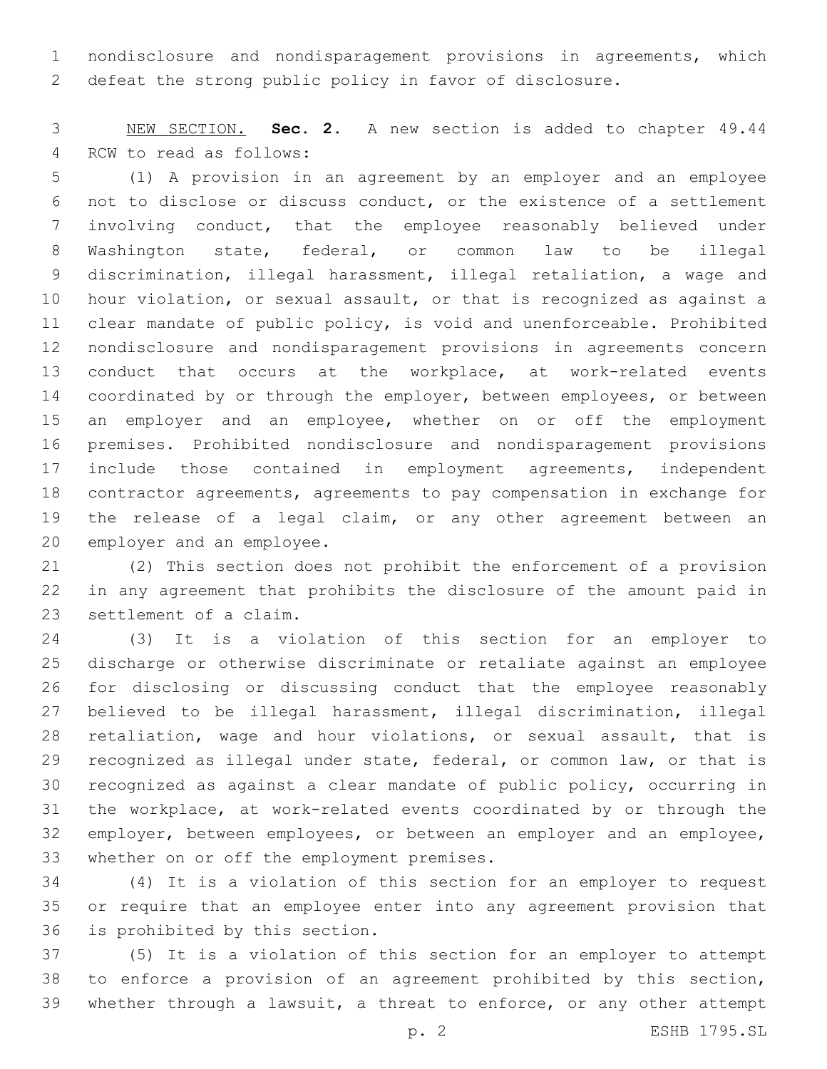nondisclosure and nondisparagement provisions in agreements, which defeat the strong public policy in favor of disclosure.

NEW SECTION. **Sec. 2.** A new section is added to chapter 49.44 RCW to read as follows:

(1) A provision in an agreement by an employer and an employee not to disclose or discuss conduct, or the existence of a settlement involving conduct, that the employee reasonably believed under Washington state, federal, or common law to be illegal discrimination, illegal harassment, illegal retaliation, a wage and hour violation, or sexual assault, or that is recognized as against a clear mandate of public policy, is void and unenforceable. Prohibited nondisclosure and nondisparagement provisions in agreements concern conduct that occurs at the workplace, at work-related events coordinated by or through the employer, between employees, or between an employer and an employee, whether on or off the employment premises. Prohibited nondisclosure and nondisparagement provisions include those contained in employment agreements, independent contractor agreements, agreements to pay compensation in exchange for the release of a legal claim, or any other agreement between an employer and an employee.

(2) This section does not prohibit the enforcement of a provision in any agreement that prohibits the disclosure of the amount paid in settlement of a claim.

(3) It is a violation of this section for an employer to discharge or otherwise discriminate or retaliate against an employee for disclosing or discussing conduct that the employee reasonably believed to be illegal harassment, illegal discrimination, illegal retaliation, wage and hour violations, or sexual assault, that is recognized as illegal under state, federal, or common law, or that is recognized as against a clear mandate of public policy, occurring in the workplace, at work-related events coordinated by or through the employer, between employees, or between an employer and an employee, whether on or off the employment premises.

(4) It is a violation of this section for an employer to request or require that an employee enter into any agreement provision that is prohibited by this section.

(5) It is a violation of this section for an employer to attempt to enforce a provision of an agreement prohibited by this section, whether through a lawsuit, a threat to enforce, or any other attempt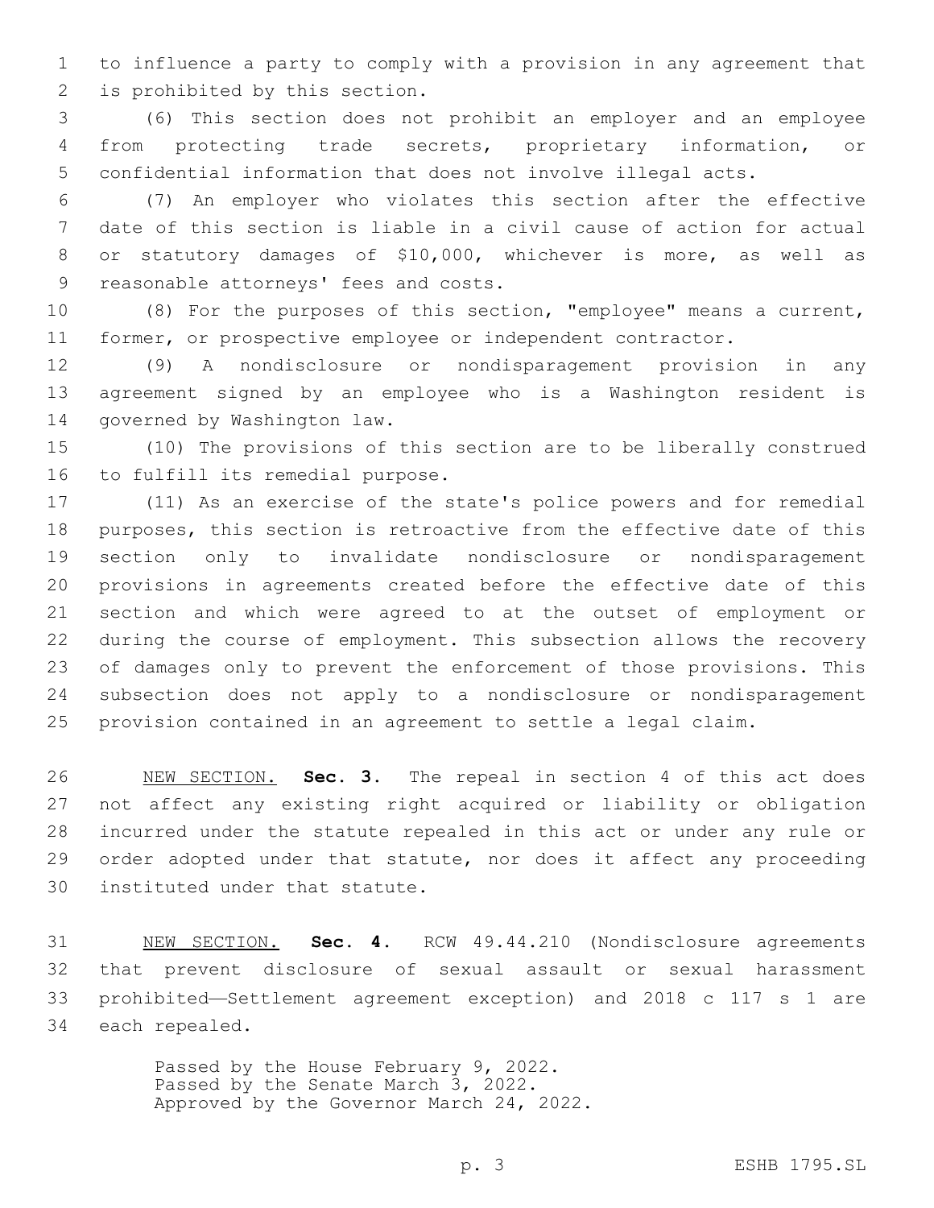to influence a party to comply with a provision in any agreement that is prohibited by this section.

(6) This section does not prohibit an employer and an employee from protecting trade secrets, proprietary information, or confidential information that does not involve illegal acts.

(7) An employer who violates this section after the effective date of this section is liable in a civil cause of action for actual or statutory damages of $10,000, whichever is more, as well as reasonable attorneys' fees and costs.

(8) For the purposes of this section, "employee" means a current, former, or prospective employee or independent contractor.

(9) A nondisclosure or nondisparagement provision in any agreement signed by an employee who is a Washington resident is governed by Washington law.

(10) The provisions of this section are to be liberally construed to fulfill its remedial purpose.

(11) As an exercise of the state's police powers and for remedial purposes, this section is retroactive from the effective date of this section only to invalidate nondisclosure or nondisparagement provisions in agreements created before the effective date of this section and which were agreed to at the outset of employment or during the course of employment. This subsection allows the recovery of damages only to prevent the enforcement of those provisions. This subsection does not apply to a nondisclosure or nondisparagement provision contained in an agreement to settle a legal claim.

NEW SECTION. **Sec. 3.** The repeal in section 4 of this act does not affect any existing right acquired or liability or obligation incurred under the statute repealed in this act or under any rule or order adopted under that statute, nor does it affect any proceeding instituted under that statute.

NEW SECTION. **Sec. 4.** RCW 49.44.210 (Nondisclosure agreements that prevent disclosure of sexual assault or sexual harassment prohibited—Settlement agreement exception) and 2018 c 117 s 1 are each repealed.

Passed by the House February 9, 2022.
Passed by the Senate March 3, 2022.
Approved by the Governor March 24, 2022.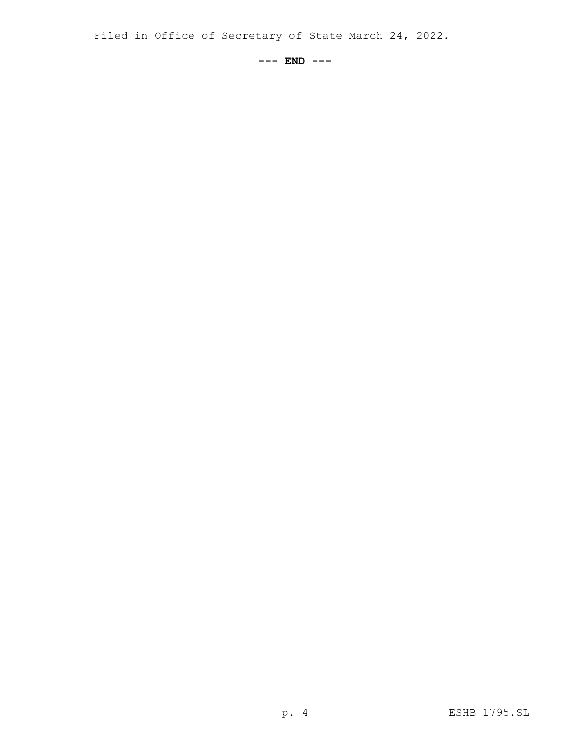Filed in Office of Secretary of State March 24, 2022.

**--- END ---**